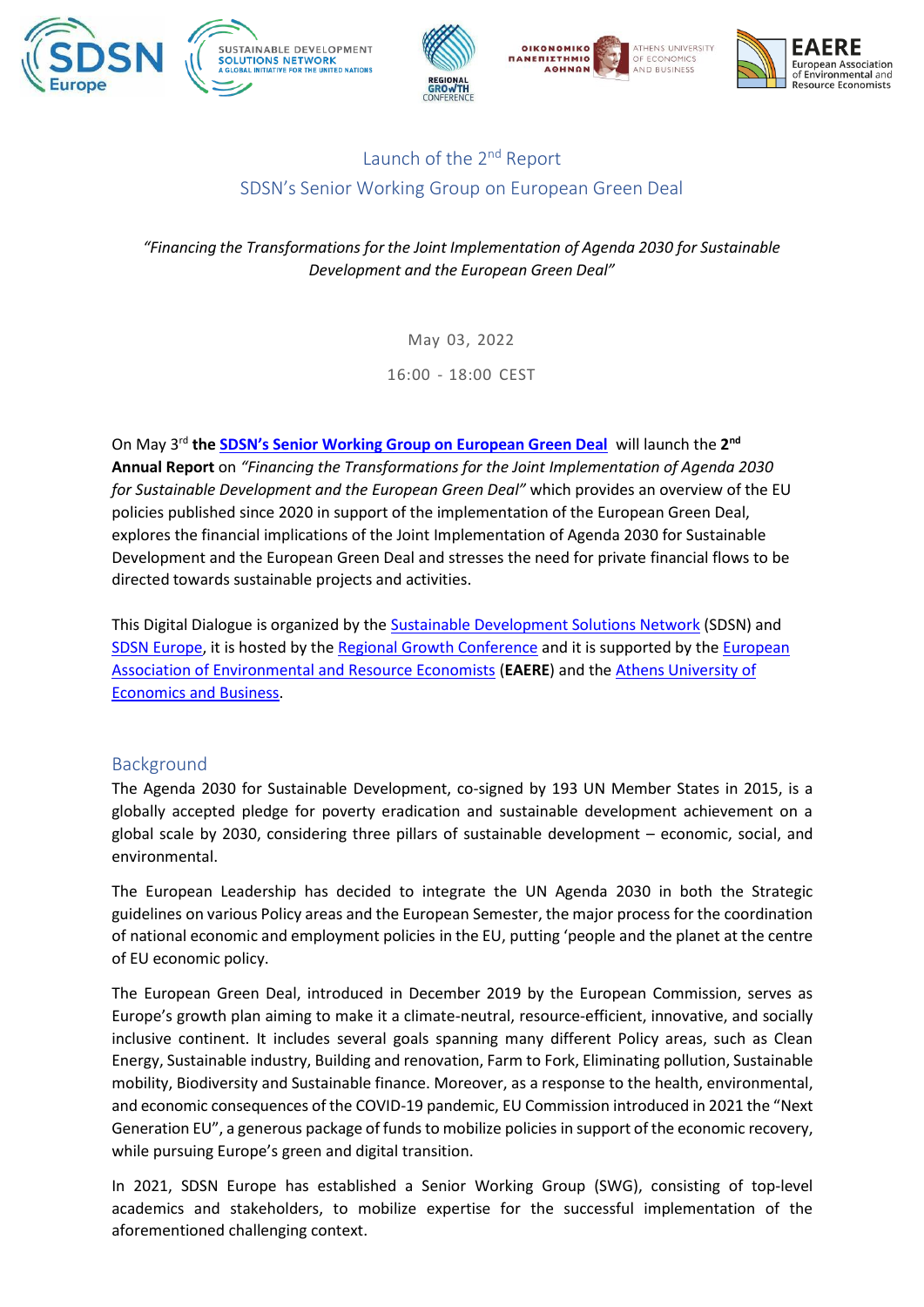Launch of the 2nd Report

SDSN's Senior Working Group on European Green Deal

*"Financing the Transformations for the Joint Implementation of Agenda 2030 for Sustainable Development and the European Green Deal"*

May 03, 2022

16:00 - 18:00 CEST

On May 3rd **the SDSN's Senior Working Group on European Green Deal** will launch the **2nd Annual Report** on *"Financing the Transformations for the Joint Implementation of Agenda 2030 for Sustainable Development and the European Green Deal"* which provides an overview of the EU policies published since 2020 in support of the implementation of the European Green Deal, explores the financial implications of the Joint Implementation of Agenda 2030 for Sustainable Development and the European Green Deal and stresses the need for private financial flows to be directed towards sustainable projects and activities.

This Digital Dialogue is organized by the Sustainable Development Solutions Network (SDSN) and SDSN Europe, it is hosted by the Regional Growth Conference and it is supported by the European Association of Environmental and Resource Economists (**EAERE**) and the Athens University of Economics and Business.

## Background

The Agenda 2030 for Sustainable Development, co-signed by 193 UN Member States in 2015, is a globally accepted pledge for poverty eradication and sustainable development achievement on a global scale by 2030, considering three pillars of sustainable development – economic, social, and environmental.

The European Leadership has decided to integrate the UN Agenda 2030 in both the Strategic guidelines on various Policy areas and the European Semester, the major process for the coordination of national economic and employment policies in the EU, putting 'people and the planet at the centre of EU economic policy.

The European Green Deal, introduced in December 2019 by the European Commission, serves as Europe's growth plan aiming to make it a climate-neutral, resource-efficient, innovative, and socially inclusive continent. It includes several goals spanning many different Policy areas, such as Clean Energy, Sustainable industry, Building and renovation, Farm to Fork, Eliminating pollution, Sustainable mobility, Biodiversity and Sustainable finance. Moreover, as a response to the health, environmental, and economic consequences of the COVID-19 pandemic, EU Commission introduced in 2021 the "Next Generation EU", a generous package of funds to mobilize policies in support of the economic recovery, while pursuing Europe's green and digital transition.

In 2021, SDSN Europe has established a Senior Working Group (SWG), consisting of top-level academics and stakeholders, to mobilize expertise for the successful implementation of the aforementioned challenging context.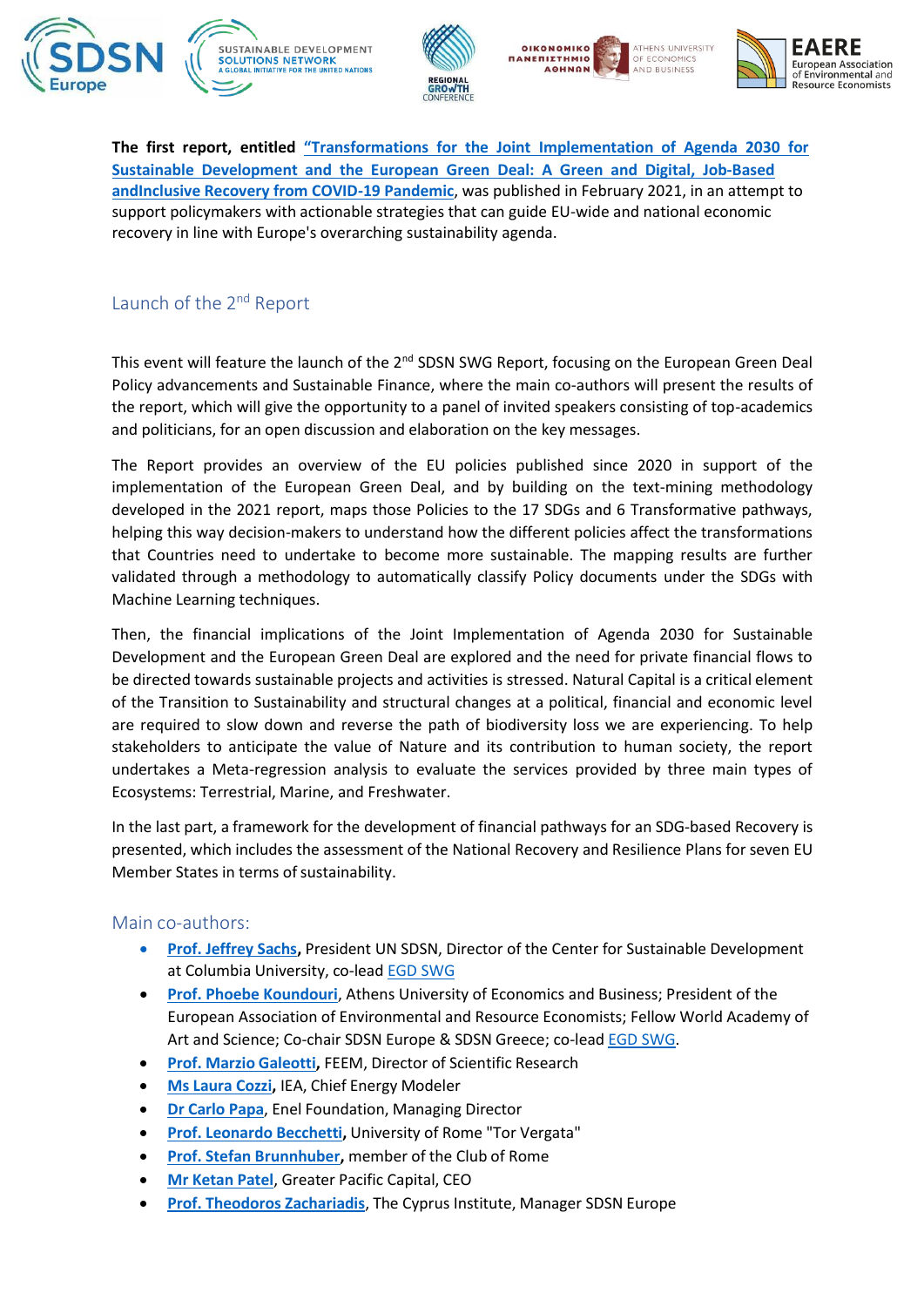**The first report, entitled "Transformations for the Joint Implementation of Agenda 2030 for Sustainable Development and the European Green Deal: A Green and Digital, Job-Based andInclusive Recovery from COVID-19 Pandemic**, was published in February 2021, in an attempt to support policymakers with actionable strategies that can guide EU-wide and national economic recovery in line with Europe's overarching sustainability agenda.

## Launch of the 2nd Report

This event will feature the launch of the 2nd SDSN SWG Report, focusing on the European Green Deal Policy advancements and Sustainable Finance, where the main co-authors will present the results of the report, which will give the opportunity to a panel of invited speakers consisting of top-academics and politicians, for an open discussion and elaboration on the key messages.

The Report provides an overview of the EU policies published since 2020 in support of the implementation of the European Green Deal, and by building on the text-mining methodology developed in the 2021 report, maps those Policies to the 17 SDGs and 6 Transformative pathways, helping this way decision-makers to understand how the different policies affect the transformations that Countries need to undertake to become more sustainable. The mapping results are further validated through a methodology to automatically classify Policy documents under the SDGs with Machine Learning techniques.

Then, the financial implications of the Joint Implementation of Agenda 2030 for Sustainable Development and the European Green Deal are explored and the need for private financial flows to be directed towards sustainable projects and activities is stressed. Natural Capital is a critical element of the Transition to Sustainability and structural changes at a political, financial and economic level are required to slow down and reverse the path of biodiversity loss we are experiencing. To help stakeholders to anticipate the value of Nature and its contribution to human society, the report undertakes a Meta-regression analysis to evaluate the services provided by three main types of Ecosystems: Terrestrial, Marine, and Freshwater.

In the last part, a framework for the development of financial pathways for an SDG-based Recovery is presented, which includes the assessment of the National Recovery and Resilience Plans for seven EU Member States in terms of sustainability.

## Main co-authors:

- **Prof. Jeffrey Sachs,** President UN SDSN, Director of the Center for Sustainable Development at Columbia University, co-lead EGD SWG
- **Prof. Phoebe Koundouri**, Athens University of Economics and Business; President of the European Association of Environmental and Resource Economists; Fellow World Academy of Art and Science; Co-chair SDSN Europe & SDSN Greece; co-lead EGD SWG.
- **Prof. Marzio Galeotti,** FEEM, Director of Scientific Research
- **Ms Laura Cozzi,** IEA, Chief Energy Modeler
- **Dr Carlo Papa**, Enel Foundation, Managing Director
- **Prof. Leonardo Becchetti,** University of Rome "Tor Vergata"
- **Prof. Stefan Brunnhuber,** member of the Club of Rome
- **Mr Ketan Patel**, Greater Pacific Capital, CEO
- **Prof. Theodoros Zachariadis**, The Cyprus Institute, Manager SDSN Europe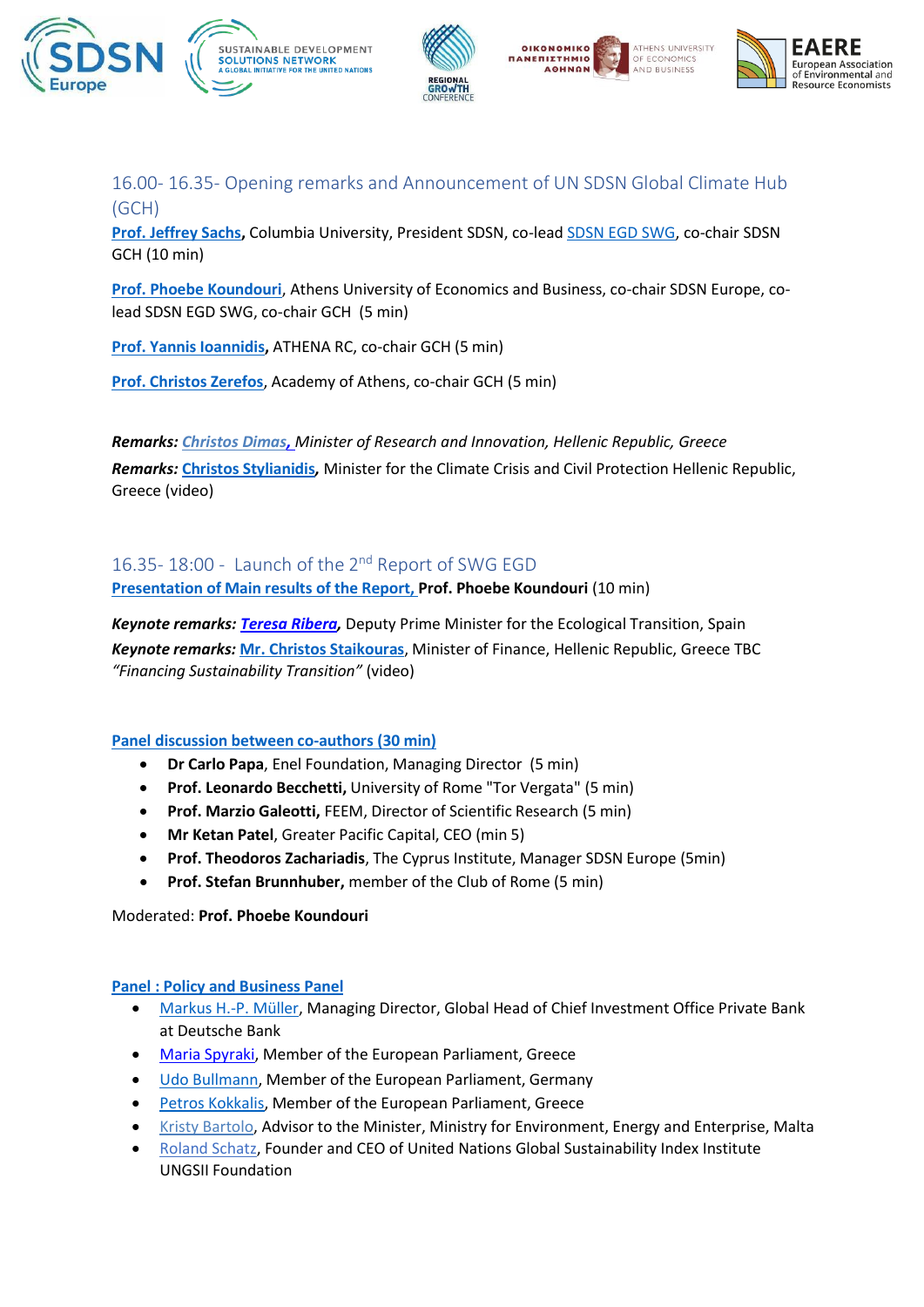## 16.00- 16.35- Opening remarks and Announcement of UN SDSN Global Climate Hub (GCH)

**Prof. Jeffrey Sachs,** Columbia University, President SDSN, co-lead SDSN EGD SWG, co-chair SDSN GCH (10 min)

**Prof. Phoebe Koundouri**, Athens University of Economics and Business, co-chair SDSN Europe, co-lead SDSN EGD SWG, co-chair GCH (5 min)

**Prof. Yannis Ioannidis,** ATHENA RC, co-chair GCH (5 min)

**Prof. Christos Zerefos**, Academy of Athens, co-chair GCH (5 min)

***Remarks:*** *Christos Dimas, Minister of Research and Innovation, Hellenic Republic, Greece*

***Remarks:*** **Christos Stylianidis,** Minister for the Climate Crisis and Civil Protection Hellenic Republic, Greece (video)

## 16.35- 18:00 - Launch of the 2nd Report of SWG EGD

**Presentation of Main results of the Report, Prof. Phoebe Koundouri** (10 min)

***Keynote remarks:*** ***Teresa Ribera***, Deputy Prime Minister for the Ecological Transition, Spain

***Keynote remarks:*** **Mr. Christos Staikouras**, Minister of Finance, Hellenic Republic, Greece TBC *"Financing Sustainability Transition"* (video)

**Panel discussion between co-authors (30 min)**

- **Dr Carlo Papa**, Enel Foundation, Managing Director (5 min)
- **Prof. Leonardo Becchetti,** University of Rome "Tor Vergata" (5 min)
- **Prof. Marzio Galeotti,** FEEM, Director of Scientific Research (5 min)
- **Mr Ketan Patel**, Greater Pacific Capital, CEO (min 5)
- **Prof. Theodoros Zachariadis**, The Cyprus Institute, Manager SDSN Europe (5min)
- **Prof. Stefan Brunnhuber,** member of the Club of Rome (5 min)

Moderated: **Prof. Phoebe Koundouri**

**Panel : Policy and Business Panel**

- Markus H.-P. Müller, Managing Director, Global Head of Chief Investment Office Private Bank at Deutsche Bank
- Maria Spyraki, Member of the European Parliament, Greece
- Udo Bullmann, Member of the European Parliament, Germany
- Petros Kokkalis, Member of the European Parliament, Greece
- Kristy Bartolo, Advisor to the Minister, Ministry for Environment, Energy and Enterprise, Malta
- Roland Schatz, Founder and CEO of United Nations Global Sustainability Index Institute UNGSII Foundation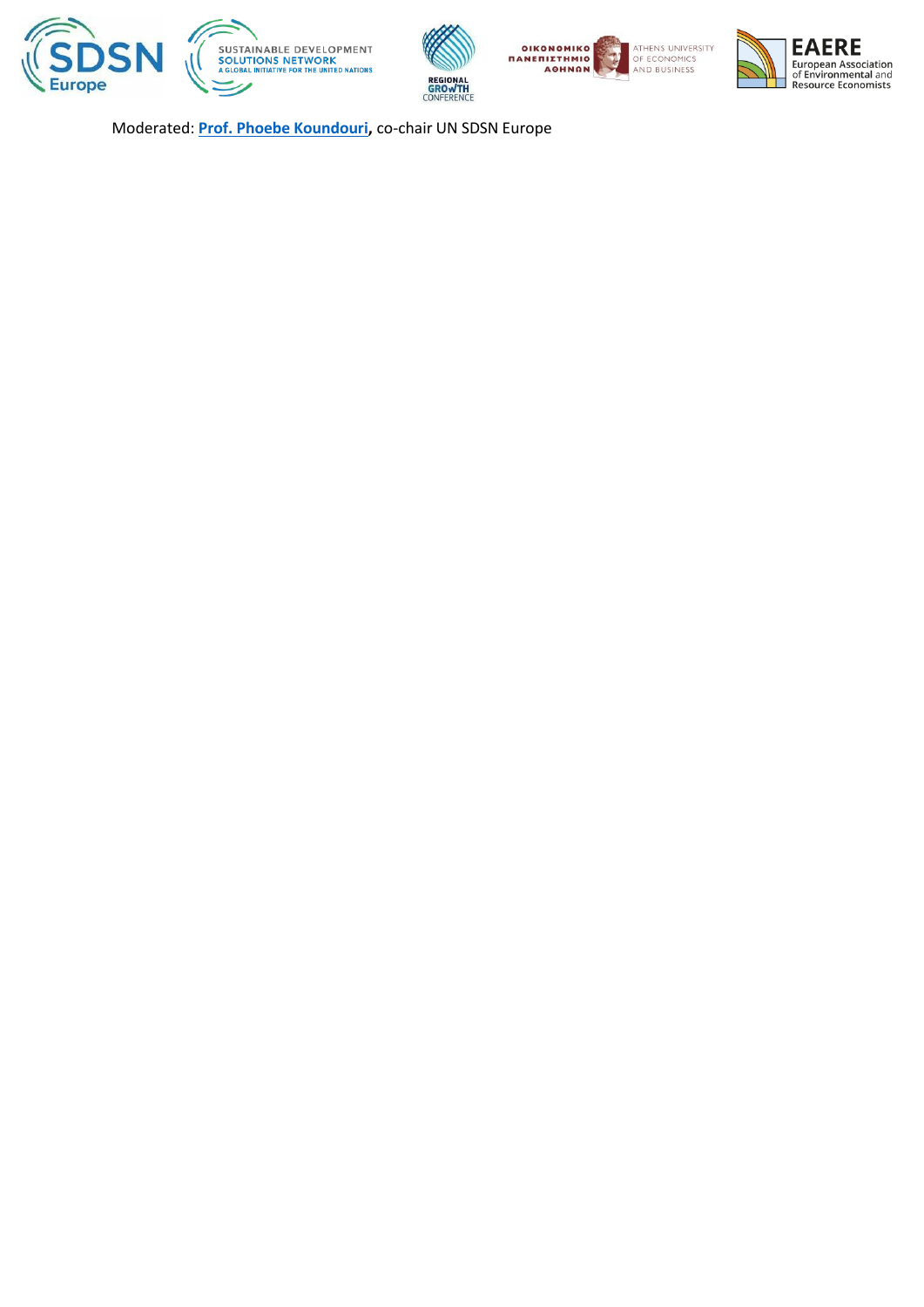Moderated: **Prof. Phoebe Koundouri**, co-chair UN SDSN Europe